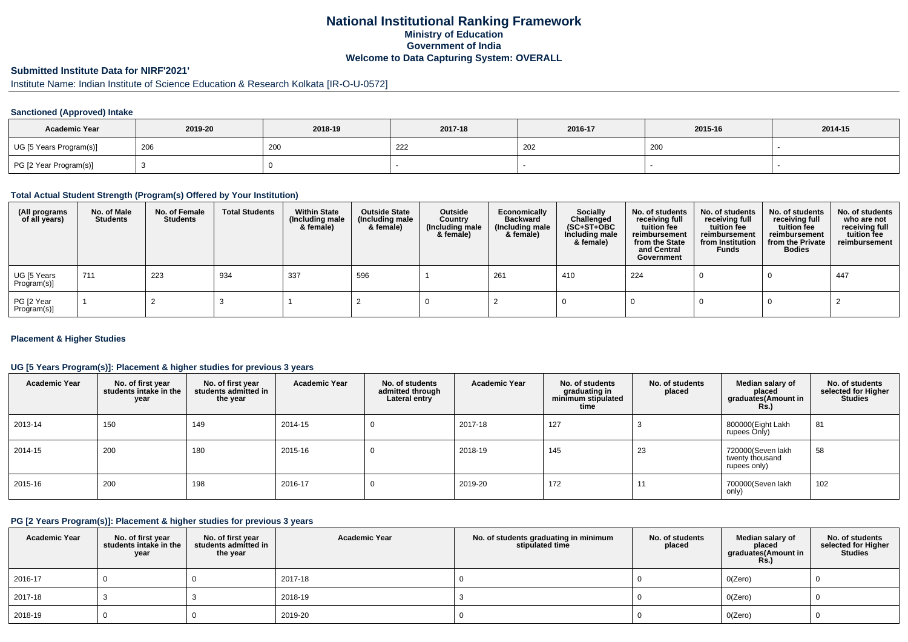# National Institutional Ranking Framework

**Ministry of Education**

**Government of India**

**Welcome to Data Capturing System: OVERALL**

## Submitted Institute Data for NIRF'2021'

Institute Name: Indian Institute of Science Education & Research Kolkata [IR-O-U-0572]

### Sanctioned (Approved) Intake

| Academic Year | 2019-20 | 2018-19 | 2017-18 | 2016-17 | 2015-16 | 2014-15 |
|---|---|---|---|---|---|---|
| UG [5 Years Program(s)] | 206 | 200 | 222 | 202 | 200 | - |
| PG [2 Year Program(s)] | 3 | 0 | - | - | - | - |

### Total Actual Student Strength (Program(s) Offered by Your Institution)

| (All programs of all years) | No. of Male Students | No. of Female Students | Total Students | Within State (Including male & female) | Outside State (Including male & female) | Outside Country (Including male & female) | Economically Backward (Including male & female) | Socially Challenged (SC+ST+OBC Including male & female) | No. of students receiving full tuition fee reimbursement from the State and Central Government | No. of students receiving full tuition fee reimbursement from Institution Funds | No. of students receiving full tuition fee reimbursement from the Private Bodies | No. of students who are not receiving full tuition fee reimbursement |
|---|---|---|---|---|---|---|---|---|---|---|---|---|
| UG [5 Years Program(s)] | 711 | 223 | 934 | 337 | 596 | 1 | 261 | 410 | 224 | 0 | 0 | 447 |
| PG [2 Year Program(s)] | 1 | 2 | 3 | 1 | 2 | 0 | 2 | 0 | 0 | 0 | 0 | 2 |

### Placement & Higher Studies

#### UG [5 Years Program(s)]: Placement & higher studies for previous 3 years

| Academic Year | No. of first year students intake in the year | No. of first year students admitted in the year | Academic Year | No. of students admitted through Lateral entry | Academic Year | No. of students graduating in minimum stipulated time | No. of students placed | Median salary of placed graduates(Amount in Rs.) | No. of students selected for Higher Studies |
|---|---|---|---|---|---|---|---|---|---|
| 2013-14 | 150 | 149 | 2014-15 | 0 | 2017-18 | 127 | 3 | 800000(Eight Lakh rupees Only) | 81 |
| 2014-15 | 200 | 180 | 2015-16 | 0 | 2018-19 | 145 | 23 | 720000(Seven lakh twenty thousand rupees only) | 58 |
| 2015-16 | 200 | 198 | 2016-17 | 0 | 2019-20 | 172 | 11 | 700000(Seven lakh only) | 102 |

#### PG [2 Years Program(s)]: Placement & higher studies for previous 3 years

| Academic Year | No. of first year students intake in the year | No. of first year students admitted in the year | Academic Year | No. of students graduating in minimum stipulated time | No. of students placed | Median salary of placed graduates(Amount in Rs.) | No. of students selected for Higher Studies |
|---|---|---|---|---|---|---|---|
| 2016-17 | 0 | 0 | 2017-18 | 0 | 0 | 0(Zero) | 0 |
| 2017-18 | 3 | 3 | 2018-19 | 3 | 0 | 0(Zero) | 0 |
| 2018-19 | 0 | 0 | 2019-20 | 0 | 0 | 0(Zero) | 0 |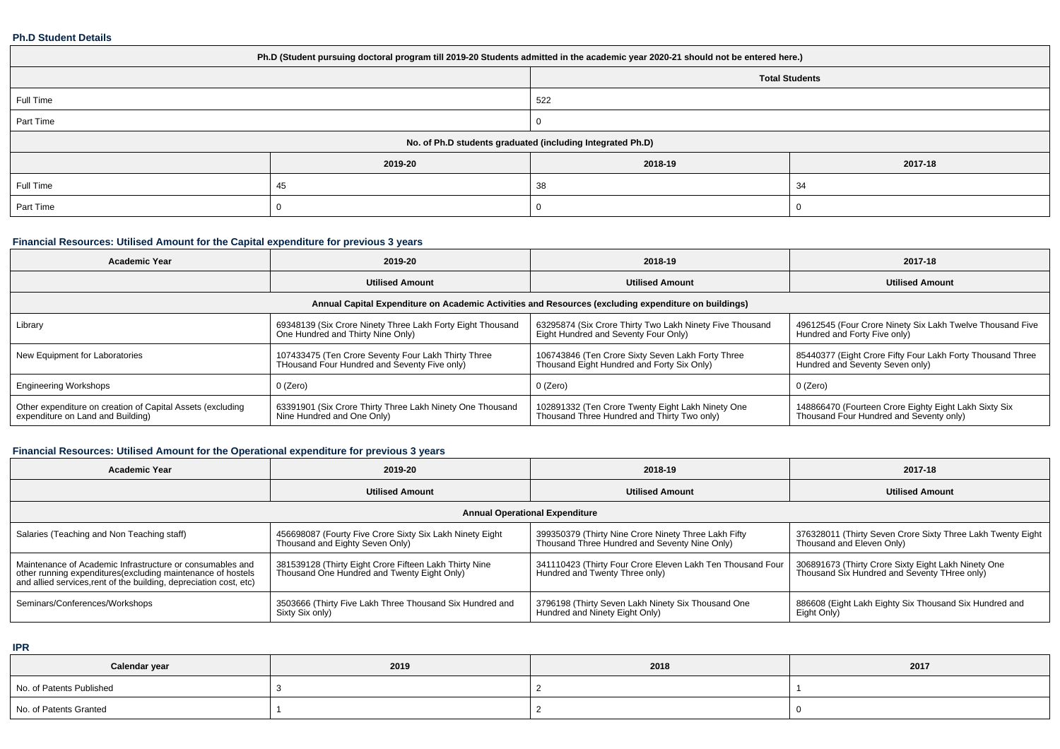### Ph.D Student Details

| Ph.D (Student pursuing doctoral program till 2019-20 Students admitted in the academic year 2020-21 should not be entered here.) | | | |
|---|---|---|---|
| | Total Students | | |
| Full Time | 522 | | |
| Part Time | 0 | | |
| No. of Ph.D students graduated (including Integrated Ph.D) | | | |
| | 2019-20 | 2018-19 | 2017-18 |
| Full Time | 45 | 38 | 34 |
| Part Time | 0 | 0 | 0 |

### Financial Resources: Utilised Amount for the Capital expenditure for previous 3 years

| Academic Year | 2019-20 | 2018-19 | 2017-18 |
|---|---|---|---|
| | Utilised Amount | Utilised Amount | Utilised Amount |
| Annual Capital Expenditure on Academic Activities and Resources (excluding expenditure on buildings) | | | |
| Library | 69348139 (Six Crore Ninety Three Lakh Forty Eight Thousand One Hundred and Thirty Nine Only) | 63295874 (Six Crore Thirty Two Lakh Ninety Five Thousand Eight Hundred and Seventy Four Only) | 49612545 (Four Crore Ninety Six Lakh Twelve Thousand Five Hundred and Forty Five only) |
| New Equipment for Laboratories | 107433475 (Ten Crore Seventy Four Lakh Thirty Three THousand Four Hundred and Seventy Five only) | 106743846 (Ten Crore Sixty Seven Lakh Forty Three Thousand Eight Hundred and Forty Six Only) | 85440377 (Eight Crore Fifty Four Lakh Forty Thousand Three Hundred and Seventy Seven only) |
| Engineering Workshops | 0 (Zero) | 0 (Zero) | 0 (Zero) |
| Other expenditure on creation of Capital Assets (excluding expenditure on Land and Building) | 63391901 (Six Crore Thirty Three Lakh Ninety One Thousand Nine Hundred and One Only) | 102891332 (Ten Crore Twenty Eight Lakh Ninety One Thousand Three Hundred and Thirty Two only) | 148866470 (Fourteen Crore Eighty Eight Lakh Sixty Six Thousand Four Hundred and Seventy only) |

### Financial Resources: Utilised Amount for the Operational expenditure for previous 3 years

| Academic Year | 2019-20 | 2018-19 | 2017-18 |
|---|---|---|---|
| | Utilised Amount | Utilised Amount | Utilised Amount |
| Annual Operational Expenditure | | | |
| Salaries (Teaching and Non Teaching staff) | 456698087 (Fourty Five Crore Sixty Six Lakh Ninety Eight Thousand and Eighty Seven Only) | 399350379 (Thirty Nine Crore Ninety Three Lakh Fifty Thousand Three Hundred and Seventy Nine Only) | 376328011 (Thirty Seven Crore Sixty Three Lakh Twenty Eight Thousand and Eleven Only) |
| Maintenance of Academic Infrastructure or consumables and other running expenditures(excluding maintenance of hostels and allied services,rent of the building, depreciation cost, etc) | 381539128 (Thirty Eight Crore Fifteen Lakh Thirty Nine Thousand One Hundred and Twenty Eight Only) | 341110423 (Thirty Four Crore Eleven Lakh Ten Thousand Four Hundred and Twenty Three only) | 306891673 (Thirty Crore Sixty Eight Lakh Ninety One Thousand Six Hundred and Seventy THree only) |
| Seminars/Conferences/Workshops | 3503666 (Thirty Five Lakh Three Thousand Six Hundred and Sixty Six only) | 3796198 (Thirty Seven Lakh Ninety Six Thousand One Hundred and Ninety Eight Only) | 886608 (Eight Lakh Eighty Six Thousand Six Hundred and Eight Only) |

### IPR

| Calendar year | 2019 | 2018 | 2017 |
|---|---|---|---|
| No. of Patents Published | 3 | 2 | 1 |
| No. of Patents Granted | 1 | 2 | 0 |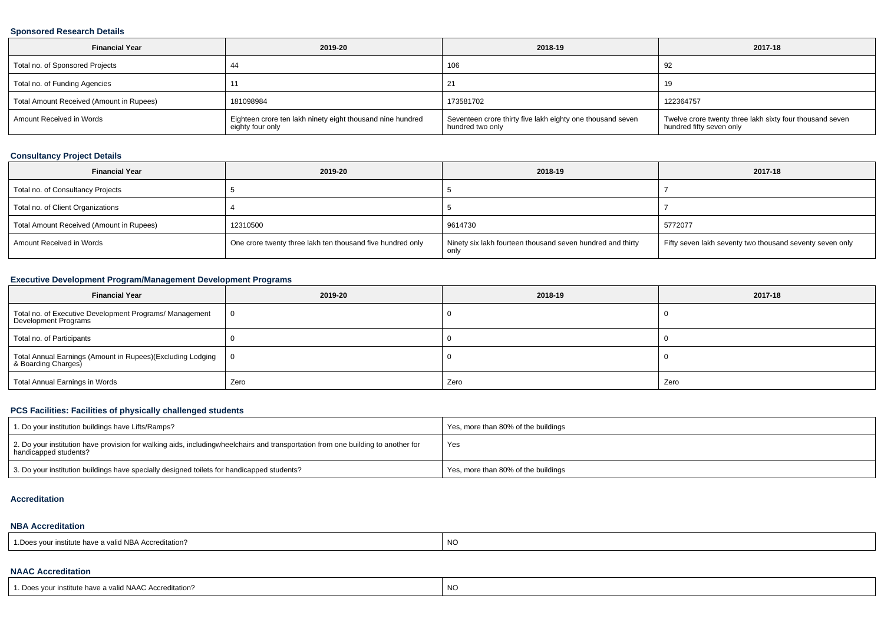### Sponsored Research Details

| Financial Year | 2019-20 | 2018-19 | 2017-18 |
|---|---|---|---|
| Total no. of Sponsored Projects | 44 | 106 | 92 |
| Total no. of Funding Agencies | 11 | 21 | 19 |
| Total Amount Received (Amount in Rupees) | 181098984 | 173581702 | 122364757 |
| Amount Received in Words | Eighteen crore ten lakh ninety eight thousand nine hundred eighty four only | Seventeen crore thirty five lakh eighty one thousand seven hundred two only | Twelve crore twenty three lakh sixty four thousand seven hundred fifty seven only |

### Consultancy Project Details

| Financial Year | 2019-20 | 2018-19 | 2017-18 |
|---|---|---|---|
| Total no. of Consultancy Projects | 5 | 5 | 7 |
| Total no. of Client Organizations | 4 | 5 | 7 |
| Total Amount Received (Amount in Rupees) | 12310500 | 9614730 | 5772077 |
| Amount Received in Words | One crore twenty three lakh ten thousand five hundred only | Ninety six lakh fourteen thousand seven hundred and thirty only | Fifty seven lakh seventy two thousand seventy seven only |

### Executive Development Program/Management Development Programs

| Financial Year | 2019-20 | 2018-19 | 2017-18 |
|---|---|---|---|
| Total no. of Executive Development Programs/ Management Development Programs | 0 | 0 | 0 |
| Total no. of Participants | 0 | 0 | 0 |
| Total Annual Earnings (Amount in Rupees)(Excluding Lodging & Boarding Charges) | 0 | 0 | 0 |
| Total Annual Earnings in Words | Zero | Zero | Zero |

### PCS Facilities: Facilities of physically challenged students

| | |
|---|---|
| 1. Do your institution buildings have Lifts/Ramps? | Yes, more than 80% of the buildings |
| 2. Do your institution have provision for walking aids, includingwheelchairs and transportation from one building to another for handicapped students? | Yes |
| 3. Do your institution buildings have specially designed toilets for handicapped students? | Yes, more than 80% of the buildings |

### Accreditation

#### NBA Accreditation

| | |
|---|---|
| 1.Does your institute have a valid NBA Accreditation? | NO |

#### NAAC Accreditation

| | |
|---|---|
| 1. Does your institute have a valid NAAC Accreditation? | NO |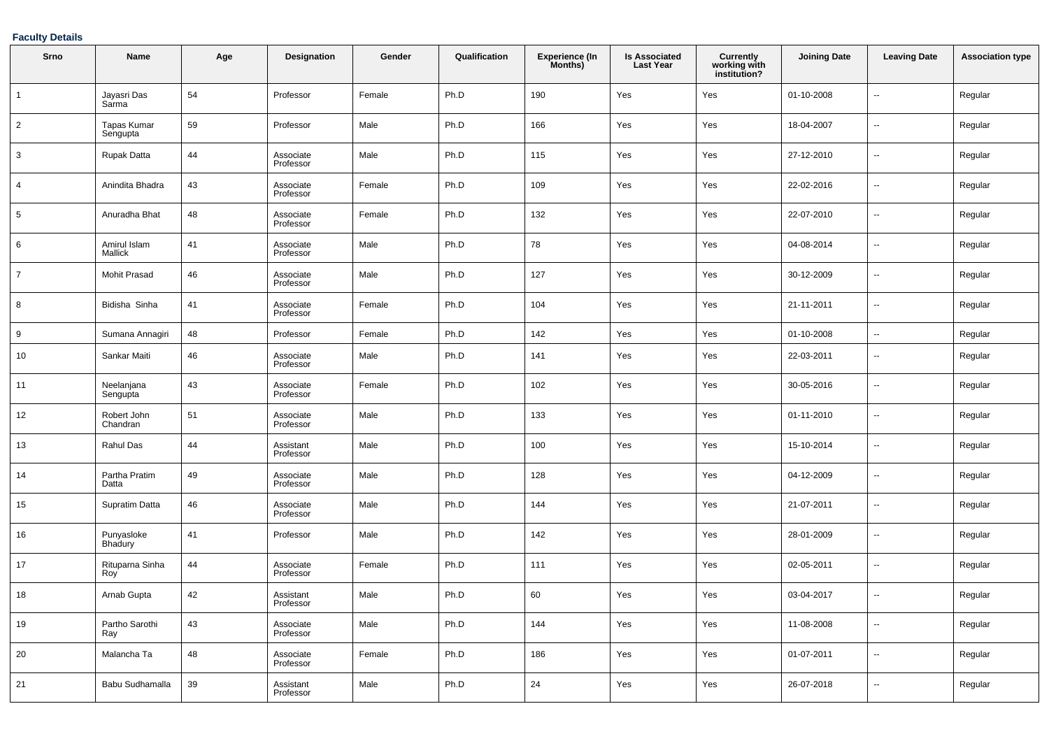**Faculty Details**

| Srno | Name | Age | Designation | Gender | Qualification | Experience (In Months) | Is Associated Last Year | Currently working with institution? | Joining Date | Leaving Date | Association type |
|---|---|---|---|---|---|---|---|---|---|---|---|
| 1 | Jayasri Das Sarma | 54 | Professor | Female | Ph.D | 190 | Yes | Yes | 01-10-2008 | -- | Regular |
| 2 | Tapas Kumar Sengupta | 59 | Professor | Male | Ph.D | 166 | Yes | Yes | 18-04-2007 | -- | Regular |
| 3 | Rupak Datta | 44 | Associate Professor | Male | Ph.D | 115 | Yes | Yes | 27-12-2010 | -- | Regular |
| 4 | Anindita Bhadra | 43 | Associate Professor | Female | Ph.D | 109 | Yes | Yes | 22-02-2016 | -- | Regular |
| 5 | Anuradha Bhat | 48 | Associate Professor | Female | Ph.D | 132 | Yes | Yes | 22-07-2010 | -- | Regular |
| 6 | Amirul Islam Mallick | 41 | Associate Professor | Male | Ph.D | 78 | Yes | Yes | 04-08-2014 | -- | Regular |
| 7 | Mohit Prasad | 46 | Associate Professor | Male | Ph.D | 127 | Yes | Yes | 30-12-2009 | -- | Regular |
| 8 | Bidisha Sinha | 41 | Associate Professor | Female | Ph.D | 104 | Yes | Yes | 21-11-2011 | -- | Regular |
| 9 | Sumana Annagiri | 48 | Professor | Female | Ph.D | 142 | Yes | Yes | 01-10-2008 | -- | Regular |
| 10 | Sankar Maiti | 46 | Associate Professor | Male | Ph.D | 141 | Yes | Yes | 22-03-2011 | -- | Regular |
| 11 | Neelanjana Sengupta | 43 | Associate Professor | Female | Ph.D | 102 | Yes | Yes | 30-05-2016 | -- | Regular |
| 12 | Robert John Chandran | 51 | Associate Professor | Male | Ph.D | 133 | Yes | Yes | 01-11-2010 | -- | Regular |
| 13 | Rahul Das | 44 | Assistant Professor | Male | Ph.D | 100 | Yes | Yes | 15-10-2014 | -- | Regular |
| 14 | Partha Pratim Datta | 49 | Associate Professor | Male | Ph.D | 128 | Yes | Yes | 04-12-2009 | -- | Regular |
| 15 | Supratim Datta | 46 | Associate Professor | Male | Ph.D | 144 | Yes | Yes | 21-07-2011 | -- | Regular |
| 16 | Punyasloke Bhadury | 41 | Professor | Male | Ph.D | 142 | Yes | Yes | 28-01-2009 | -- | Regular |
| 17 | Rituparna Sinha Roy | 44 | Associate Professor | Female | Ph.D | 111 | Yes | Yes | 02-05-2011 | -- | Regular |
| 18 | Arnab Gupta | 42 | Assistant Professor | Male | Ph.D | 60 | Yes | Yes | 03-04-2017 | -- | Regular |
| 19 | Partho Sarothi Ray | 43 | Associate Professor | Male | Ph.D | 144 | Yes | Yes | 11-08-2008 | -- | Regular |
| 20 | Malancha Ta | 48 | Associate Professor | Female | Ph.D | 186 | Yes | Yes | 01-07-2011 | -- | Regular |
| 21 | Babu Sudhamalla | 39 | Assistant Professor | Male | Ph.D | 24 | Yes | Yes | 26-07-2018 | -- | Regular |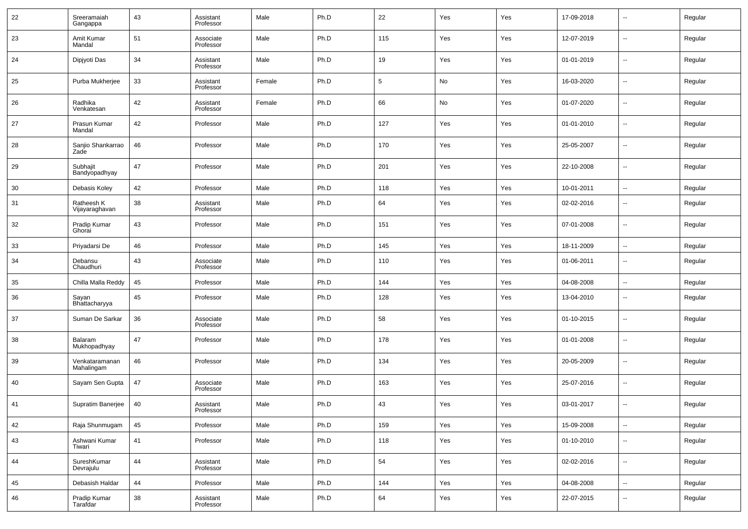| 22 | Sreeramaiah Gangappa | 43 | Assistant Professor | Male | Ph.D | 22 | Yes | Yes | 17-09-2018 | -- | Regular |
|---|---|---|---|---|---|---|---|---|---|---|---|
| 23 | Amit Kumar Mandal | 51 | Associate Professor | Male | Ph.D | 115 | Yes | Yes | 12-07-2019 | -- | Regular |
| 24 | Dipjyoti Das | 34 | Assistant Professor | Male | Ph.D | 19 | Yes | Yes | 01-01-2019 | -- | Regular |
| 25 | Purba Mukherjee | 33 | Assistant Professor | Female | Ph.D | 5 | No | Yes | 16-03-2020 | -- | Regular |
| 26 | Radhika Venkatesan | 42 | Assistant Professor | Female | Ph.D | 66 | No | Yes | 01-07-2020 | -- | Regular |
| 27 | Prasun Kumar Mandal | 42 | Professor | Male | Ph.D | 127 | Yes | Yes | 01-01-2010 | -- | Regular |
| 28 | Sanjio Shankarrao Zade | 46 | Professor | Male | Ph.D | 170 | Yes | Yes | 25-05-2007 | -- | Regular |
| 29 | Subhajit Bandyopadhyay | 47 | Professor | Male | Ph.D | 201 | Yes | Yes | 22-10-2008 | -- | Regular |
| 30 | Debasis Koley | 42 | Professor | Male | Ph.D | 118 | Yes | Yes | 10-01-2011 | -- | Regular |
| 31 | Ratheesh K Vijayaraghavan | 38 | Assistant Professor | Male | Ph.D | 64 | Yes | Yes | 02-02-2016 | -- | Regular |
| 32 | Pradip Kumar Ghorai | 43 | Professor | Male | Ph.D | 151 | Yes | Yes | 07-01-2008 | -- | Regular |
| 33 | Priyadarsi De | 46 | Professor | Male | Ph.D | 145 | Yes | Yes | 18-11-2009 | -- | Regular |
| 34 | Debansu Chaudhuri | 43 | Associate Professor | Male | Ph.D | 110 | Yes | Yes | 01-06-2011 | -- | Regular |
| 35 | Chilla Malla Reddy | 45 | Professor | Male | Ph.D | 144 | Yes | Yes | 04-08-2008 | -- | Regular |
| 36 | Sayan Bhattacharyya | 45 | Professor | Male | Ph.D | 128 | Yes | Yes | 13-04-2010 | -- | Regular |
| 37 | Suman De Sarkar | 36 | Associate Professor | Male | Ph.D | 58 | Yes | Yes | 01-10-2015 | -- | Regular |
| 38 | Balaram Mukhopadhyay | 47 | Professor | Male | Ph.D | 178 | Yes | Yes | 01-01-2008 | -- | Regular |
| 39 | Venkataramanan Mahalingam | 46 | Professor | Male | Ph.D | 134 | Yes | Yes | 20-05-2009 | -- | Regular |
| 40 | Sayam Sen Gupta | 47 | Associate Professor | Male | Ph.D | 163 | Yes | Yes | 25-07-2016 | -- | Regular |
| 41 | Supratim Banerjee | 40 | Assistant Professor | Male | Ph.D | 43 | Yes | Yes | 03-01-2017 | -- | Regular |
| 42 | Raja Shunmugam | 45 | Professor | Male | Ph.D | 159 | Yes | Yes | 15-09-2008 | -- | Regular |
| 43 | Ashwani Kumar Tiwari | 41 | Professor | Male | Ph.D | 118 | Yes | Yes | 01-10-2010 | -- | Regular |
| 44 | SureshKumar Devrajulu | 44 | Assistant Professor | Male | Ph.D | 54 | Yes | Yes | 02-02-2016 | -- | Regular |
| 45 | Debasish Haldar | 44 | Professor | Male | Ph.D | 144 | Yes | Yes | 04-08-2008 | -- | Regular |
| 46 | Pradip Kumar Tarafdar | 38 | Assistant Professor | Male | Ph.D | 64 | Yes | Yes | 22-07-2015 | -- | Regular |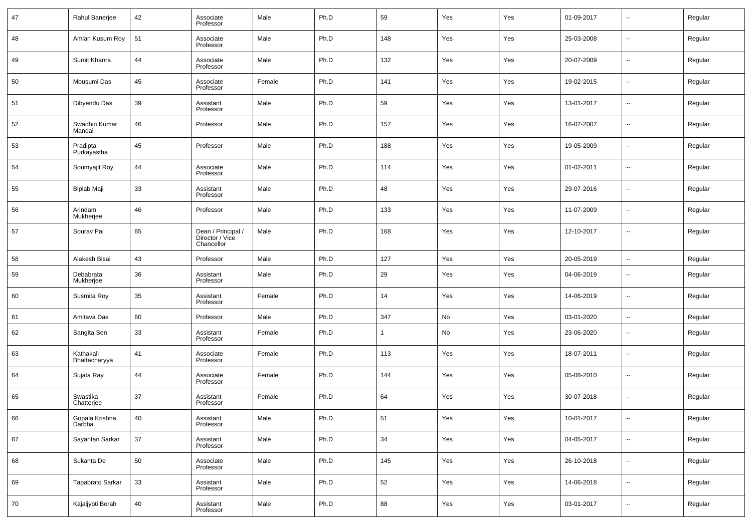| | | | | | | | | | | | |
|---|---|---|---|---|---|---|---|---|---|---|---|
| 47 | Rahul Banerjee | 42 | Associate Professor | Male | Ph.D | 59 | Yes | Yes | 01-09-2017 | -- | Regular |
| 48 | Amlan Kusum Roy | 51 | Associate Professor | Male | Ph.D | 148 | Yes | Yes | 25-03-2008 | -- | Regular |
| 49 | Sumit Khanra | 44 | Associate Professor | Male | Ph.D | 132 | Yes | Yes | 20-07-2009 | -- | Regular |
| 50 | Mousumi Das | 45 | Associate Professor | Female | Ph.D | 141 | Yes | Yes | 19-02-2015 | -- | Regular |
| 51 | Dibyendu Das | 39 | Assistant Professor | Male | Ph.D | 59 | Yes | Yes | 13-01-2017 | -- | Regular |
| 52 | Swadhin Kumar Mandal | 46 | Professor | Male | Ph.D | 157 | Yes | Yes | 16-07-2007 | -- | Regular |
| 53 | Pradipta Purkayastha | 45 | Professor | Male | Ph.D | 188 | Yes | Yes | 19-05-2009 | -- | Regular |
| 54 | Soumyajit Roy | 44 | Associate Professor | Male | Ph.D | 114 | Yes | Yes | 01-02-2011 | -- | Regular |
| 55 | Biplab Maji | 33 | Assistant Professor | Male | Ph.D | 48 | Yes | Yes | 29-07-2016 | -- | Regular |
| 56 | Arindam Mukherjee | 46 | Professor | Male | Ph.D | 133 | Yes | Yes | 11-07-2009 | -- | Regular |
| 57 | Sourav Pal | 65 | Dean / Principal / Director / Vice Chancellor | Male | Ph.D | 168 | Yes | Yes | 12-10-2017 | -- | Regular |
| 58 | Alakesh Bisai | 43 | Professor | Male | Ph.D | 127 | Yes | Yes | 20-05-2019 | -- | Regular |
| 59 | Debabrata Mukherjee | 36 | Assistant Professor | Male | Ph.D | 29 | Yes | Yes | 04-06-2019 | -- | Regular |
| 60 | Susmita Roy | 35 | Assistant Professor | Female | Ph.D | 14 | Yes | Yes | 14-06-2019 | -- | Regular |
| 61 | Amitava Das | 60 | Professor | Male | Ph.D | 347 | No | Yes | 03-01-2020 | -- | Regular |
| 62 | Sangita Sen | 33 | Assistant Professor | Female | Ph.D | 1 | No | Yes | 23-06-2020 | -- | Regular |
| 63 | Kathakali Bhattacharyya | 41 | Associate Professor | Female | Ph.D | 113 | Yes | Yes | 18-07-2011 | -- | Regular |
| 64 | Sujata Ray | 44 | Associate Professor | Female | Ph.D | 144 | Yes | Yes | 05-08-2010 | -- | Regular |
| 65 | Swastika Chatterjee | 37 | Assistant Professor | Female | Ph.D | 64 | Yes | Yes | 30-07-2018 | -- | Regular |
| 66 | Gopala Krishna Darbha | 40 | Assistant Professor | Male | Ph.D | 51 | Yes | Yes | 10-01-2017 | -- | Regular |
| 67 | Sayantan Sarkar | 37 | Assistant Professor | Male | Ph.D | 34 | Yes | Yes | 04-05-2017 | -- | Regular |
| 68 | Sukanta De | 50 | Associate Professor | Male | Ph.D | 145 | Yes | Yes | 26-10-2018 | -- | Regular |
| 69 | Tapabrato Sarkar | 33 | Assistant Professor | Male | Ph.D | 52 | Yes | Yes | 14-06-2018 | -- | Regular |
| 70 | Kajaljyoti Borah | 40 | Assistant Professor | Male | Ph.D | 88 | Yes | Yes | 03-01-2017 | -- | Regular |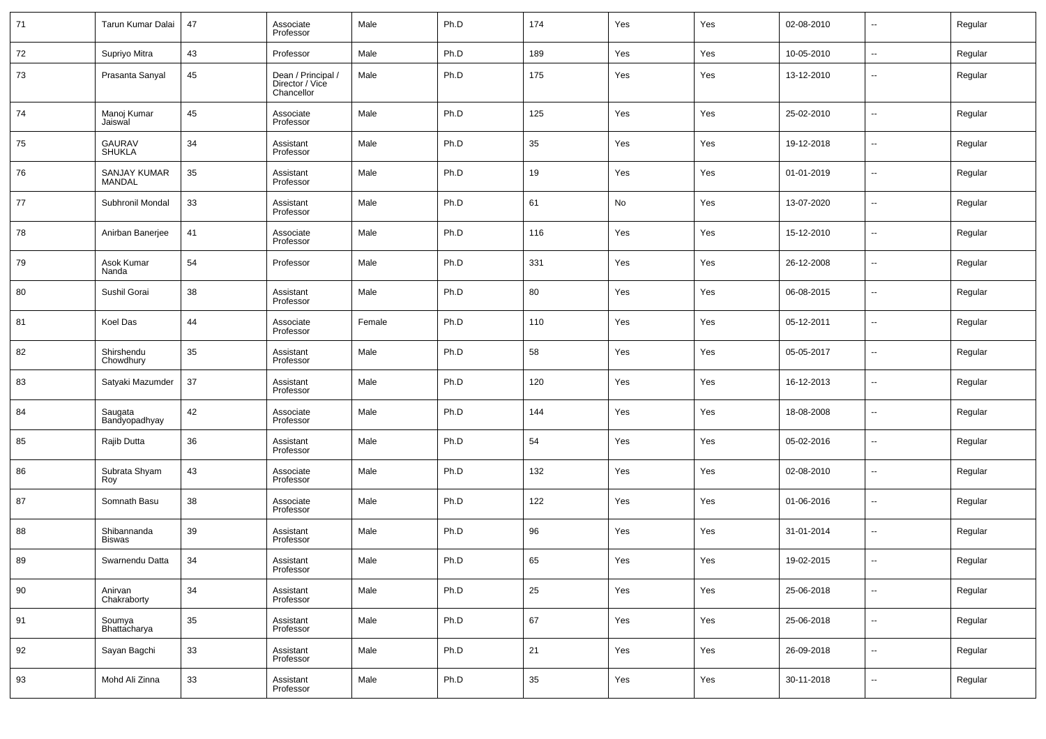| 71 | Tarun Kumar Dalai | 47 | Associate Professor | Male | Ph.D | 174 | Yes | Yes | 02-08-2010 | -- | Regular |
|---|---|---|---|---|---|---|---|---|---|---|---|
| 72 | Supriyo Mitra | 43 | Professor | Male | Ph.D | 189 | Yes | Yes | 10-05-2010 | -- | Regular |
| 73 | Prasanta Sanyal | 45 | Dean / Principal / Director / Vice Chancellor | Male | Ph.D | 175 | Yes | Yes | 13-12-2010 | -- | Regular |
| 74 | Manoj Kumar Jaiswal | 45 | Associate Professor | Male | Ph.D | 125 | Yes | Yes | 25-02-2010 | -- | Regular |
| 75 | GAURAV SHUKLA | 34 | Assistant Professor | Male | Ph.D | 35 | Yes | Yes | 19-12-2018 | -- | Regular |
| 76 | SANJAY KUMAR MANDAL | 35 | Assistant Professor | Male | Ph.D | 19 | Yes | Yes | 01-01-2019 | -- | Regular |
| 77 | Subhronil Mondal | 33 | Assistant Professor | Male | Ph.D | 61 | No | Yes | 13-07-2020 | -- | Regular |
| 78 | Anirban Banerjee | 41 | Associate Professor | Male | Ph.D | 116 | Yes | Yes | 15-12-2010 | -- | Regular |
| 79 | Asok Kumar Nanda | 54 | Professor | Male | Ph.D | 331 | Yes | Yes | 26-12-2008 | -- | Regular |
| 80 | Sushil Gorai | 38 | Assistant Professor | Male | Ph.D | 80 | Yes | Yes | 06-08-2015 | -- | Regular |
| 81 | Koel Das | 44 | Associate Professor | Female | Ph.D | 110 | Yes | Yes | 05-12-2011 | -- | Regular |
| 82 | Shirshendu Chowdhury | 35 | Assistant Professor | Male | Ph.D | 58 | Yes | Yes | 05-05-2017 | -- | Regular |
| 83 | Satyaki Mazumder | 37 | Assistant Professor | Male | Ph.D | 120 | Yes | Yes | 16-12-2013 | -- | Regular |
| 84 | Saugata Bandyopadhyay | 42 | Associate Professor | Male | Ph.D | 144 | Yes | Yes | 18-08-2008 | -- | Regular |
| 85 | Rajib Dutta | 36 | Assistant Professor | Male | Ph.D | 54 | Yes | Yes | 05-02-2016 | -- | Regular |
| 86 | Subrata Shyam Roy | 43 | Associate Professor | Male | Ph.D | 132 | Yes | Yes | 02-08-2010 | -- | Regular |
| 87 | Somnath Basu | 38 | Associate Professor | Male | Ph.D | 122 | Yes | Yes | 01-06-2016 | -- | Regular |
| 88 | Shibannanda Biswas | 39 | Assistant Professor | Male | Ph.D | 96 | Yes | Yes | 31-01-2014 | -- | Regular |
| 89 | Swarnendu Datta | 34 | Assistant Professor | Male | Ph.D | 65 | Yes | Yes | 19-02-2015 | -- | Regular |
| 90 | Anirvan Chakraborty | 34 | Assistant Professor | Male | Ph.D | 25 | Yes | Yes | 25-06-2018 | -- | Regular |
| 91 | Soumya Bhattacharya | 35 | Assistant Professor | Male | Ph.D | 67 | Yes | Yes | 25-06-2018 | -- | Regular |
| 92 | Sayan Bagchi | 33 | Assistant Professor | Male | Ph.D | 21 | Yes | Yes | 26-09-2018 | -- | Regular |
| 93 | Mohd Ali Zinna | 33 | Assistant Professor | Male | Ph.D | 35 | Yes | Yes | 30-11-2018 | -- | Regular |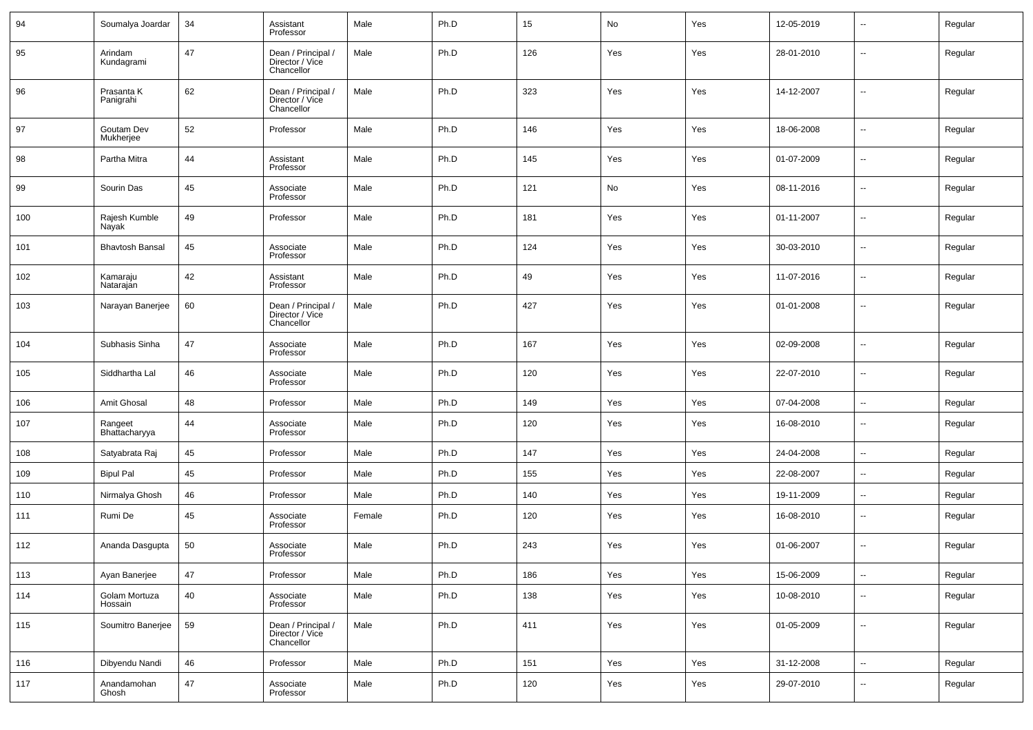| 94 | Soumalya Joardar | 34 | Assistant Professor | Male | Ph.D | 15 | No | Yes | 12-05-2019 | -- | Regular |
|---|---|---|---|---|---|---|---|---|---|---|---|
| 95 | Arindam Kundagrami | 47 | Dean / Principal / Director / Vice Chancellor | Male | Ph.D | 126 | Yes | Yes | 28-01-2010 | -- | Regular |
| 96 | Prasanta K Panigrahi | 62 | Dean / Principal / Director / Vice Chancellor | Male | Ph.D | 323 | Yes | Yes | 14-12-2007 | -- | Regular |
| 97 | Goutam Dev Mukherjee | 52 | Professor | Male | Ph.D | 146 | Yes | Yes | 18-06-2008 | -- | Regular |
| 98 | Partha Mitra | 44 | Assistant Professor | Male | Ph.D | 145 | Yes | Yes | 01-07-2009 | -- | Regular |
| 99 | Sourin Das | 45 | Associate Professor | Male | Ph.D | 121 | No | Yes | 08-11-2016 | -- | Regular |
| 100 | Rajesh Kumble Nayak | 49 | Professor | Male | Ph.D | 181 | Yes | Yes | 01-11-2007 | -- | Regular |
| 101 | Bhavtosh Bansal | 45 | Associate Professor | Male | Ph.D | 124 | Yes | Yes | 30-03-2010 | -- | Regular |
| 102 | Kamaraju Natarajan | 42 | Assistant Professor | Male | Ph.D | 49 | Yes | Yes | 11-07-2016 | -- | Regular |
| 103 | Narayan Banerjee | 60 | Dean / Principal / Director / Vice Chancellor | Male | Ph.D | 427 | Yes | Yes | 01-01-2008 | -- | Regular |
| 104 | Subhasis Sinha | 47 | Associate Professor | Male | Ph.D | 167 | Yes | Yes | 02-09-2008 | -- | Regular |
| 105 | Siddhartha Lal | 46 | Associate Professor | Male | Ph.D | 120 | Yes | Yes | 22-07-2010 | -- | Regular |
| 106 | Amit Ghosal | 48 | Professor | Male | Ph.D | 149 | Yes | Yes | 07-04-2008 | -- | Regular |
| 107 | Rangeet Bhattacharyya | 44 | Associate Professor | Male | Ph.D | 120 | Yes | Yes | 16-08-2010 | -- | Regular |
| 108 | Satyabrata Raj | 45 | Professor | Male | Ph.D | 147 | Yes | Yes | 24-04-2008 | -- | Regular |
| 109 | Bipul Pal | 45 | Professor | Male | Ph.D | 155 | Yes | Yes | 22-08-2007 | -- | Regular |
| 110 | Nirmalya Ghosh | 46 | Professor | Male | Ph.D | 140 | Yes | Yes | 19-11-2009 | -- | Regular |
| 111 | Rumi De | 45 | Associate Professor | Female | Ph.D | 120 | Yes | Yes | 16-08-2010 | -- | Regular |
| 112 | Ananda Dasgupta | 50 | Associate Professor | Male | Ph.D | 243 | Yes | Yes | 01-06-2007 | -- | Regular |
| 113 | Ayan Banerjee | 47 | Professor | Male | Ph.D | 186 | Yes | Yes | 15-06-2009 | -- | Regular |
| 114 | Golam Mortuza Hossain | 40 | Associate Professor | Male | Ph.D | 138 | Yes | Yes | 10-08-2010 | -- | Regular |
| 115 | Soumitro Banerjee | 59 | Dean / Principal / Director / Vice Chancellor | Male | Ph.D | 411 | Yes | Yes | 01-05-2009 | -- | Regular |
| 116 | Dibyendu Nandi | 46 | Professor | Male | Ph.D | 151 | Yes | Yes | 31-12-2008 | -- | Regular |
| 117 | Anandamohan Ghosh | 47 | Associate Professor | Male | Ph.D | 120 | Yes | Yes | 29-07-2010 | -- | Regular |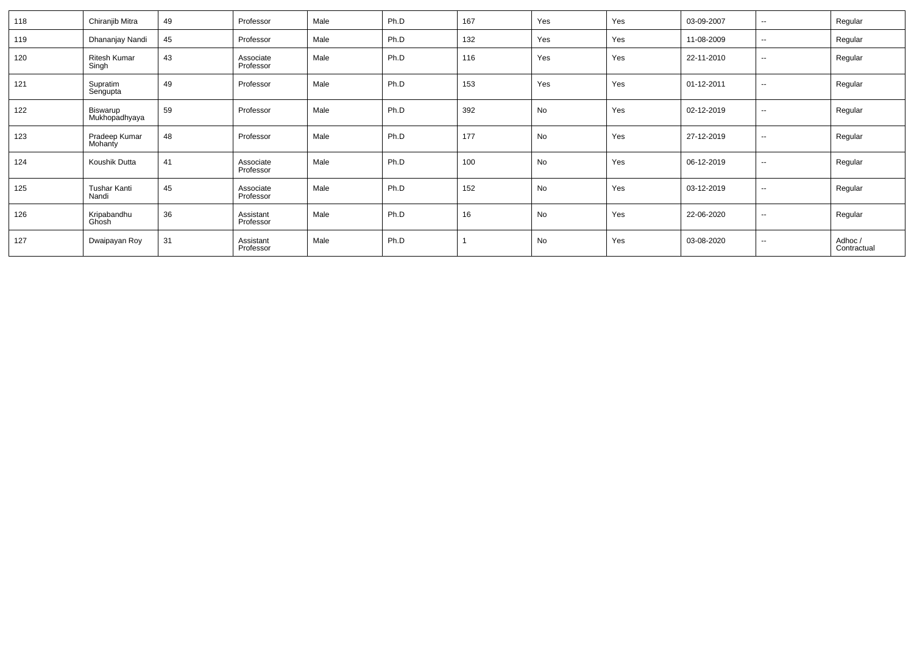| | | | | | | | | | | | |
|---|---|---|---|---|---|---|---|---|---|---|---|
| 118 | Chiranjib Mitra | 49 | Professor | Male | Ph.D | 167 | Yes | Yes | 03-09-2007 | -- | Regular |
| 119 | Dhananjay Nandi | 45 | Professor | Male | Ph.D | 132 | Yes | Yes | 11-08-2009 | -- | Regular |
| 120 | Ritesh Kumar Singh | 43 | Associate Professor | Male | Ph.D | 116 | Yes | Yes | 22-11-2010 | -- | Regular |
| 121 | Supratim Sengupta | 49 | Professor | Male | Ph.D | 153 | Yes | Yes | 01-12-2011 | -- | Regular |
| 122 | Biswarup Mukhopadhyaya | 59 | Professor | Male | Ph.D | 392 | No | Yes | 02-12-2019 | -- | Regular |
| 123 | Pradeep Kumar Mohanty | 48 | Professor | Male | Ph.D | 177 | No | Yes | 27-12-2019 | -- | Regular |
| 124 | Koushik Dutta | 41 | Associate Professor | Male | Ph.D | 100 | No | Yes | 06-12-2019 | -- | Regular |
| 125 | Tushar Kanti Nandi | 45 | Associate Professor | Male | Ph.D | 152 | No | Yes | 03-12-2019 | -- | Regular |
| 126 | Kripabandhu Ghosh | 36 | Assistant Professor | Male | Ph.D | 16 | No | Yes | 22-06-2020 | -- | Regular |
| 127 | Dwaipayan Roy | 31 | Assistant Professor | Male | Ph.D | 1 | No | Yes | 03-08-2020 | -- | Adhoc / Contractual |